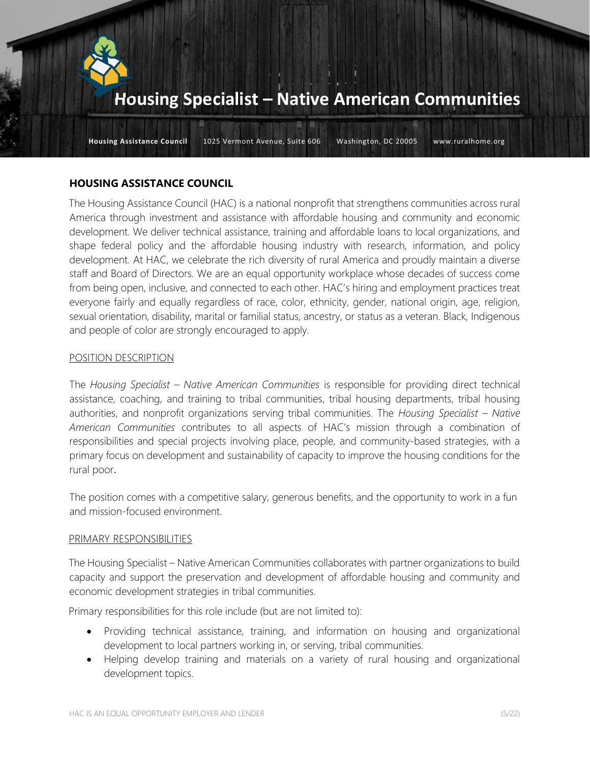# Housing Specialist – Native American Communities

**Housing Assistance Council** 1025 Vermont Avenue, Suite 606 Washington, DC 20005 www.ruralhome.org

## HOUSING ASSISTANCE COUNCIL

The Housing Assistance Council (HAC) is a national nonprofit that strengthens communities across rural America through investment and assistance with affordable housing and community and economic development. We deliver technical assistance, training and affordable loans to local organizations, and shape federal policy and the affordable housing industry with research, information, and policy development. At HAC, we celebrate the rich diversity of rural America and proudly maintain a diverse staff and Board of Directors. We are an equal opportunity workplace whose decades of success come from being open, inclusive, and connected to each other. HAC's hiring and employment practices treat everyone fairly and equally regardless of race, color, ethnicity, gender, national origin, age, religion, sexual orientation, disability, marital or familial status, ancestry, or status as a veteran. Black, Indigenous and people of color are strongly encouraged to apply.

### POSITION DESCRIPTION

The *Housing Specialist – Native American Communities* is responsible for providing direct technical assistance, coaching, and training to tribal communities, tribal housing departments, tribal housing authorities, and nonprofit organizations serving tribal communities. The *Housing Specialist – Native American Communities* contributes to all aspects of HAC's mission through a combination of responsibilities and special projects involving place, people, and community-based strategies, with a primary focus on development and sustainability of capacity to improve the housing conditions for the rural poor.

The position comes with a competitive salary, generous benefits, and the opportunity to work in a fun and mission-focused environment.

### PRIMARY RESPONSIBILITIES

The Housing Specialist – Native American Communities collaborates with partner organizations to build capacity and support the preservation and development of affordable housing and community and economic development strategies in tribal communities.

Primary responsibilities for this role include (but are not limited to):

- Providing technical assistance, training, and information on housing and organizational development to local partners working in, or serving, tribal communities.
- Helping develop training and materials on a variety of rural housing and organizational development topics.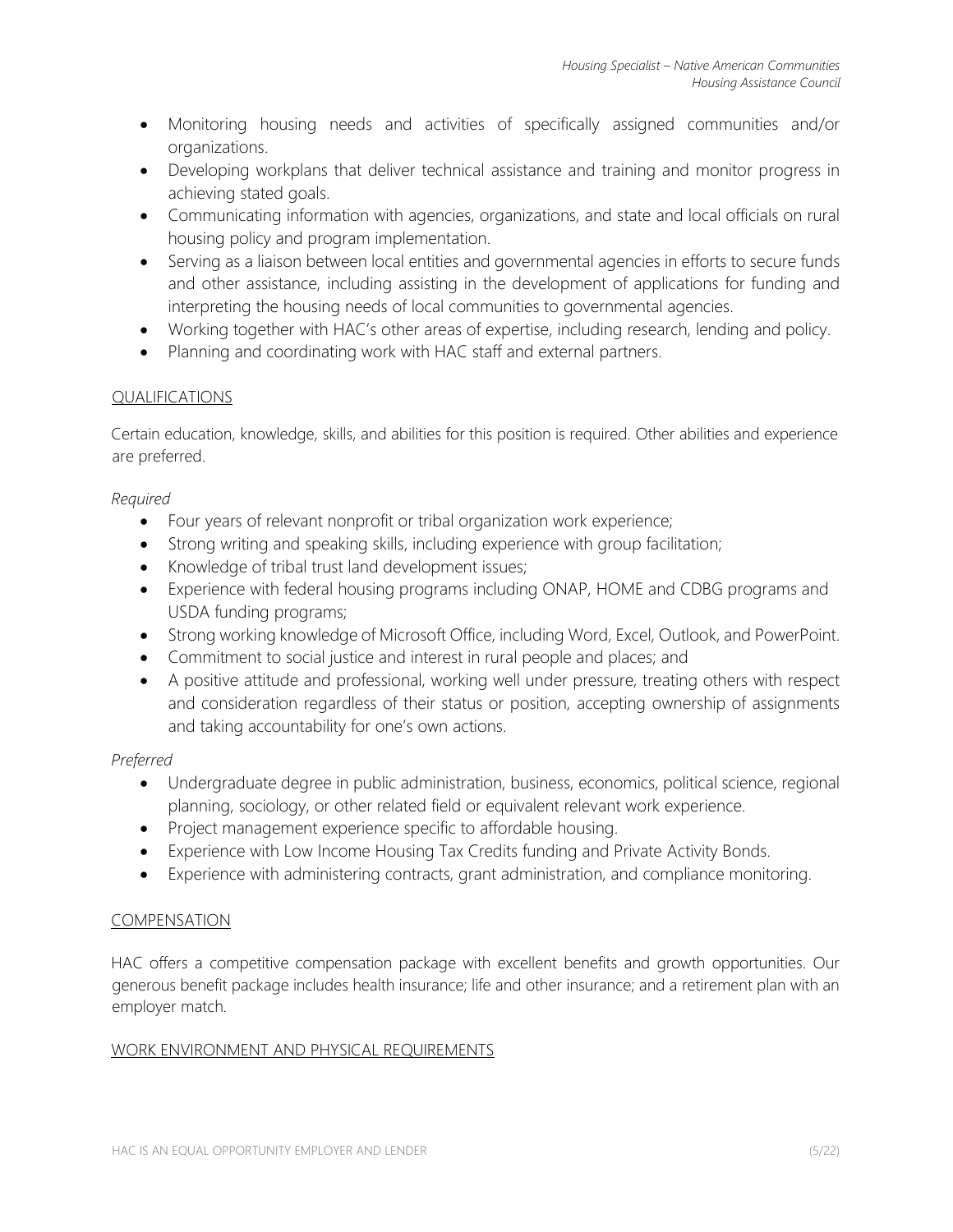- Monitoring housing needs and activities of specifically assigned communities and/or organizations.
- Developing workplans that deliver technical assistance and training and monitor progress in achieving stated goals.
- Communicating information with agencies, organizations, and state and local officials on rural housing policy and program implementation.
- Serving as a liaison between local entities and governmental agencies in efforts to secure funds and other assistance, including assisting in the development of applications for funding and interpreting the housing needs of local communities to governmental agencies.
- Working together with HAC's other areas of expertise, including research, lending and policy.
- Planning and coordinating work with HAC staff and external partners.

## QUALIFICATIONS

Certain education, knowledge, skills, and abilities for this position is required. Other abilities and experience are preferred.

*Required*

- Four years of relevant nonprofit or tribal organization work experience;
- Strong writing and speaking skills, including experience with group facilitation;
- Knowledge of tribal trust land development issues;
- Experience with federal housing programs including ONAP, HOME and CDBG programs and USDA funding programs;
- Strong working knowledge of Microsoft Office, including Word, Excel, Outlook, and PowerPoint.
- Commitment to social justice and interest in rural people and places; and
- A positive attitude and professional, working well under pressure, treating others with respect and consideration regardless of their status or position, accepting ownership of assignments and taking accountability for one's own actions.

*Preferred*

- Undergraduate degree in public administration, business, economics, political science, regional planning, sociology, or other related field or equivalent relevant work experience.
- Project management experience specific to affordable housing.
- Experience with Low Income Housing Tax Credits funding and Private Activity Bonds.
- Experience with administering contracts, grant administration, and compliance monitoring.

## COMPENSATION

HAC offers a competitive compensation package with excellent benefits and growth opportunities. Our generous benefit package includes health insurance; life and other insurance; and a retirement plan with an employer match.

## WORK ENVIRONMENT AND PHYSICAL REQUIREMENTS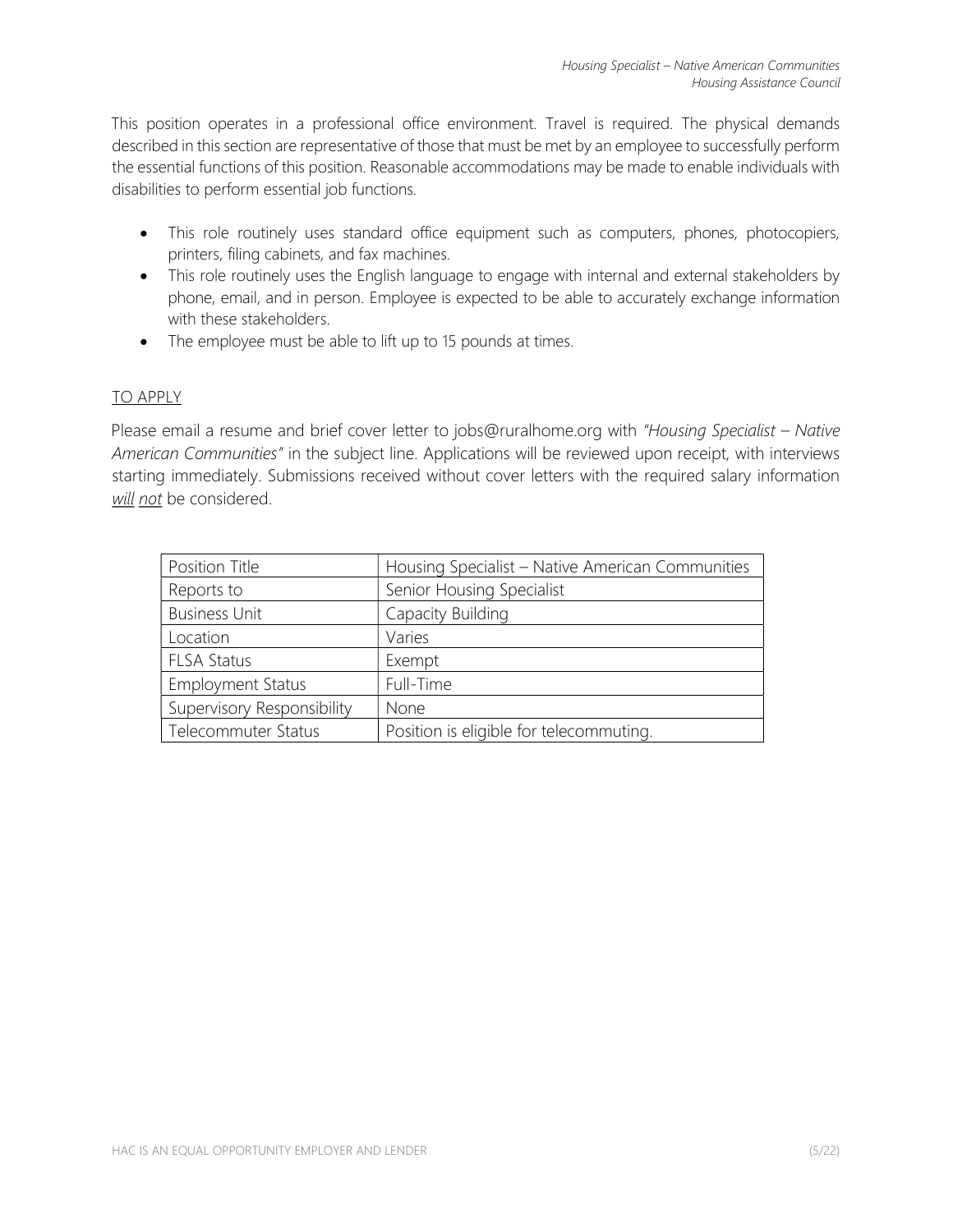This position operates in a professional office environment. Travel is required. The physical demands described in this section are representative of those that must be met by an employee to successfully perform the essential functions of this position. Reasonable accommodations may be made to enable individuals with disabilities to perform essential job functions.

- This role routinely uses standard office equipment such as computers, phones, photocopiers, printers, filing cabinets, and fax machines.
- This role routinely uses the English language to engage with internal and external stakeholders by phone, email, and in person. Employee is expected to be able to accurately exchange information with these stakeholders.
- The employee must be able to lift up to 15 pounds at times.

TO APPLY

Please email a resume and brief cover letter to jobs@ruralhome.org with *"Housing Specialist – Native American Communities"* in the subject line. Applications will be reviewed upon receipt, with interviews starting immediately. Submissions received without cover letters with the required salary information ***will not*** be considered.

| | |
|---|---|
| Position Title | Housing Specialist – Native American Communities |
| Reports to | Senior Housing Specialist |
| Business Unit | Capacity Building |
| Location | Varies |
| FLSA Status | Exempt |
| Employment Status | Full-Time |
| Supervisory Responsibility | None |
| Telecommuter Status | Position is eligible for telecommuting. |